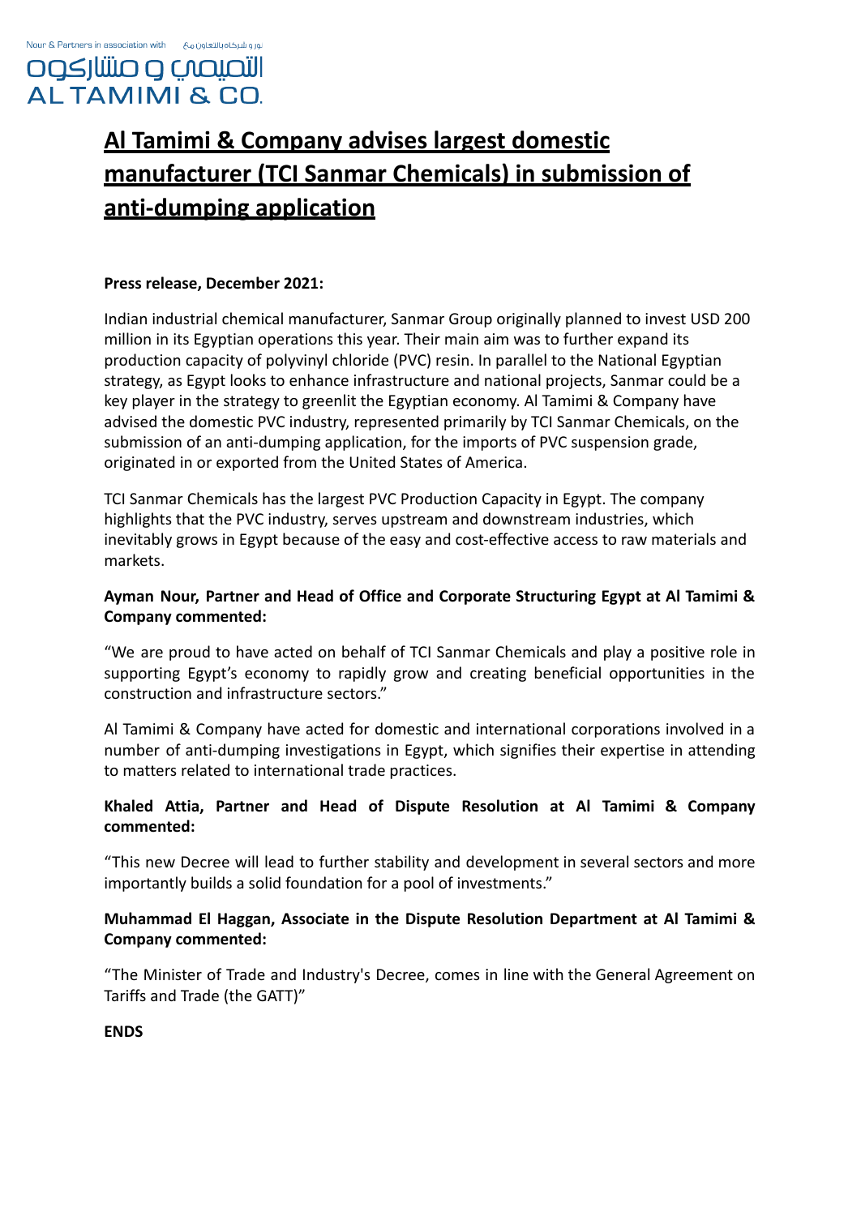Nour & Partners in association with نور و شركاه بالتعاون مع

التميمي و مشاركوه

AL TAMIMI & CO.

# Al Tamimi & Company advises largest domestic manufacturer (TCI Sanmar Chemicals) in submission of anti-dumping application

**Press release, December 2021:**

Indian industrial chemical manufacturer, Sanmar Group originally planned to invest USD 200 million in its Egyptian operations this year. Their main aim was to further expand its production capacity of polyvinyl chloride (PVC) resin. In parallel to the National Egyptian strategy, as Egypt looks to enhance infrastructure and national projects, Sanmar could be a key player in the strategy to greenlit the Egyptian economy. Al Tamimi & Company have advised the domestic PVC industry, represented primarily by TCI Sanmar Chemicals, on the submission of an anti-dumping application, for the imports of PVC suspension grade, originated in or exported from the United States of America.

TCI Sanmar Chemicals has the largest PVC Production Capacity in Egypt. The company highlights that the PVC industry, serves upstream and downstream industries, which inevitably grows in Egypt because of the easy and cost-effective access to raw materials and markets.

**Ayman Nour, Partner and Head of Office and Corporate Structuring Egypt at Al Tamimi & Company commented:**

"We are proud to have acted on behalf of TCI Sanmar Chemicals and play a positive role in supporting Egypt's economy to rapidly grow and creating beneficial opportunities in the construction and infrastructure sectors."

Al Tamimi & Company have acted for domestic and international corporations involved in a number of anti-dumping investigations in Egypt, which signifies their expertise in attending to matters related to international trade practices.

**Khaled Attia, Partner and Head of Dispute Resolution at Al Tamimi & Company commented:**

"This new Decree will lead to further stability and development in several sectors and more importantly builds a solid foundation for a pool of investments."

**Muhammad El Haggan, Associate in the Dispute Resolution Department at Al Tamimi & Company commented:**

"The Minister of Trade and Industry's Decree, comes in line with the General Agreement on Tariffs and Trade (the GATT)"

**ENDS**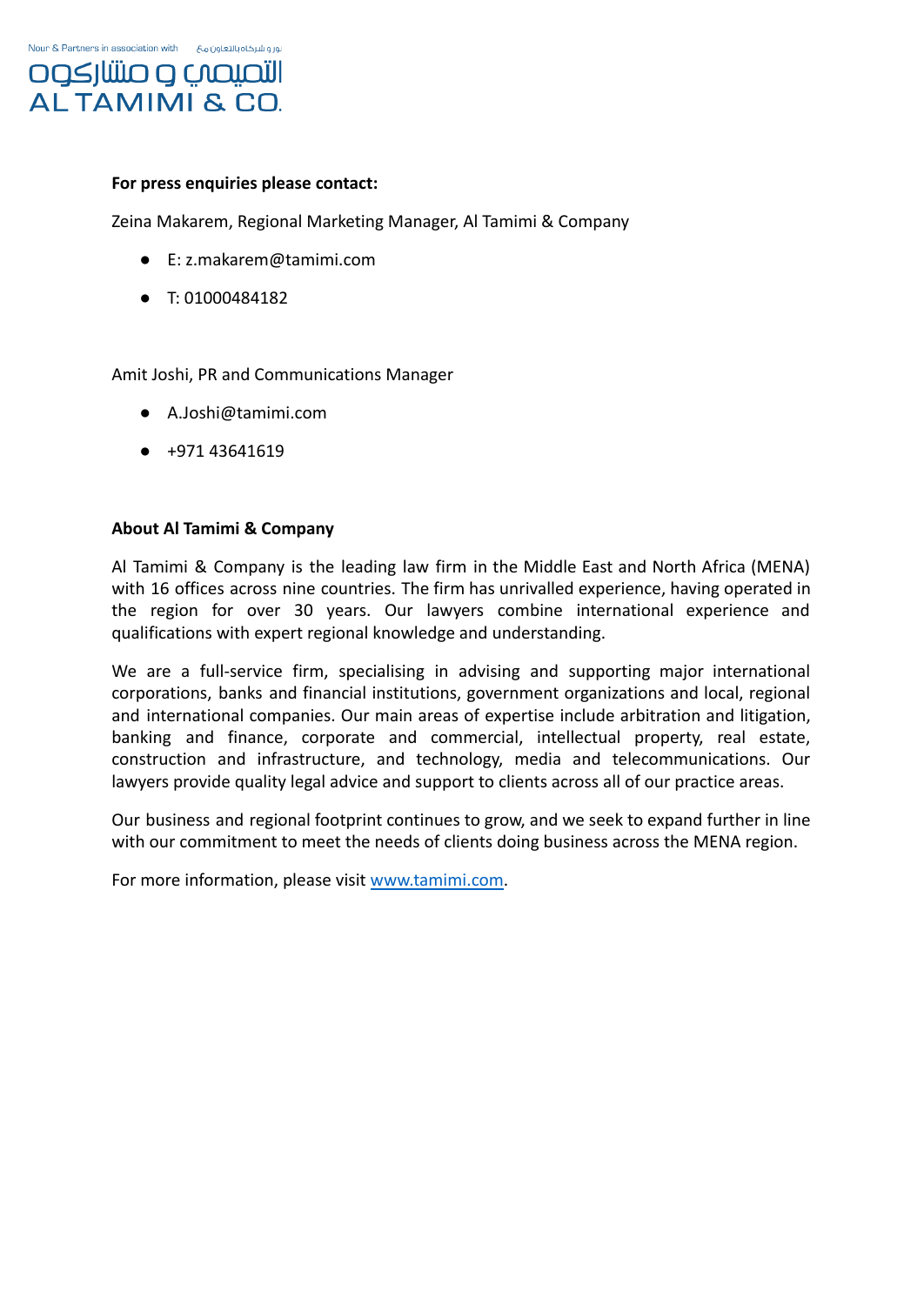**For press enquiries please contact:**

Zeina Makarem, Regional Marketing Manager, Al Tamimi & Company

- E: z.makarem@tamimi.com
- T: 01000484182

Amit Joshi, PR and Communications Manager

- A.Joshi@tamimi.com
- +971 43641619

**About Al Tamimi & Company**

Al Tamimi & Company is the leading law firm in the Middle East and North Africa (MENA) with 16 offices across nine countries. The firm has unrivalled experience, having operated in the region for over 30 years. Our lawyers combine international experience and qualifications with expert regional knowledge and understanding.

We are a full-service firm, specialising in advising and supporting major international corporations, banks and financial institutions, government organizations and local, regional and international companies. Our main areas of expertise include arbitration and litigation, banking and finance, corporate and commercial, intellectual property, real estate, construction and infrastructure, and technology, media and telecommunications. Our lawyers provide quality legal advice and support to clients across all of our practice areas.

Our business and regional footprint continues to grow, and we seek to expand further in line with our commitment to meet the needs of clients doing business across the MENA region.

For more information, please visit [www.tamimi.com](http://www.tamimi.com).